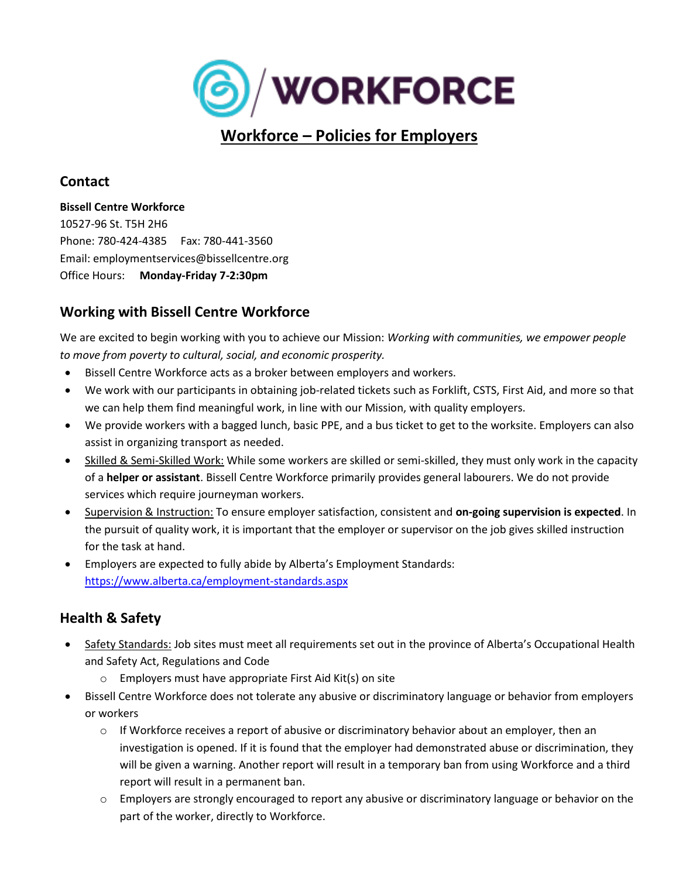# Workforce – Policies for Employers

## Contact

**Bissell Centre Workforce**
10527-96 St. T5H 2H6
Phone: 780-424-4385 Fax: 780-441-3560
Email: employmentservices@bissellcentre.org
Office Hours: **Monday-Friday 7-2:30pm**

## Working with Bissell Centre Workforce

We are excited to begin working with you to achieve our Mission: *Working with communities, we empower people to move from poverty to cultural, social, and economic prosperity.*

- Bissell Centre Workforce acts as a broker between employers and workers.
- We work with our participants in obtaining job-related tickets such as Forklift, CSTS, First Aid, and more so that we can help them find meaningful work, in line with our Mission, with quality employers.
- We provide workers with a bagged lunch, basic PPE, and a bus ticket to get to the worksite. Employers can also assist in organizing transport as needed.
- Skilled & Semi-Skilled Work: While some workers are skilled or semi-skilled, they must only work in the capacity of a **helper or assistant**. Bissell Centre Workforce primarily provides general labourers. We do not provide services which require journeyman workers.
- Supervision & Instruction: To ensure employer satisfaction, consistent and **on-going supervision is expected**. In the pursuit of quality work, it is important that the employer or supervisor on the job gives skilled instruction for the task at hand.
- Employers are expected to fully abide by Alberta's Employment Standards: https://www.alberta.ca/employment-standards.aspx

## Health & Safety

- Safety Standards: Job sites must meet all requirements set out in the province of Alberta's Occupational Health and Safety Act, Regulations and Code
  - Employers must have appropriate First Aid Kit(s) on site
- Bissell Centre Workforce does not tolerate any abusive or discriminatory language or behavior from employers or workers
  - If Workforce receives a report of abusive or discriminatory behavior about an employer, then an investigation is opened. If it is found that the employer had demonstrated abuse or discrimination, they will be given a warning. Another report will result in a temporary ban from using Workforce and a third report will result in a permanent ban.
  - Employers are strongly encouraged to report any abusive or discriminatory language or behavior on the part of the worker, directly to Workforce.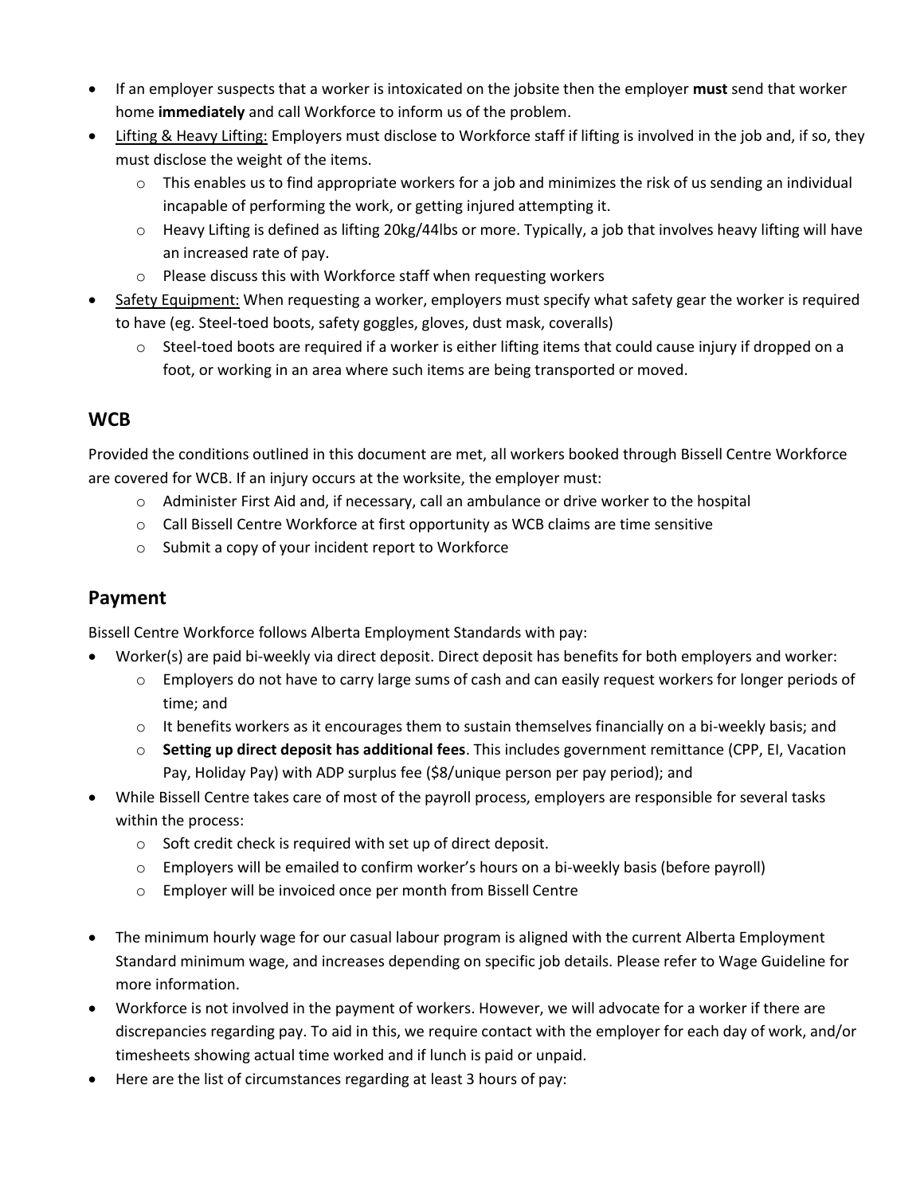- If an employer suspects that a worker is intoxicated on the jobsite then the employer **must** send that worker home **immediately** and call Workforce to inform us of the problem.
- Lifting & Heavy Lifting: Employers must disclose to Workforce staff if lifting is involved in the job and, if so, they must disclose the weight of the items.
  - This enables us to find appropriate workers for a job and minimizes the risk of us sending an individual incapable of performing the work, or getting injured attempting it.
  - Heavy Lifting is defined as lifting 20kg/44lbs or more. Typically, a job that involves heavy lifting will have an increased rate of pay.
  - Please discuss this with Workforce staff when requesting workers
- Safety Equipment: When requesting a worker, employers must specify what safety gear the worker is required to have (eg. Steel-toed boots, safety goggles, gloves, dust mask, coveralls)
  - Steel-toed boots are required if a worker is either lifting items that could cause injury if dropped on a foot, or working in an area where such items are being transported or moved.

## WCB

Provided the conditions outlined in this document are met, all workers booked through Bissell Centre Workforce are covered for WCB. If an injury occurs at the worksite, the employer must:

- Administer First Aid and, if necessary, call an ambulance or drive worker to the hospital
- Call Bissell Centre Workforce at first opportunity as WCB claims are time sensitive
- Submit a copy of your incident report to Workforce

## Payment

Bissell Centre Workforce follows Alberta Employment Standards with pay:

- Worker(s) are paid bi-weekly via direct deposit. Direct deposit has benefits for both employers and worker:
  - Employers do not have to carry large sums of cash and can easily request workers for longer periods of time; and
  - It benefits workers as it encourages them to sustain themselves financially on a bi-weekly basis; and
  - **Setting up direct deposit has additional fees**. This includes government remittance (CPP, EI, Vacation Pay, Holiday Pay) with ADP surplus fee ($8/unique person per pay period); and
- While Bissell Centre takes care of most of the payroll process, employers are responsible for several tasks within the process:
  - Soft credit check is required with set up of direct deposit.
  - Employers will be emailed to confirm worker's hours on a bi-weekly basis (before payroll)
  - Employer will be invoiced once per month from Bissell Centre

- The minimum hourly wage for our casual labour program is aligned with the current Alberta Employment Standard minimum wage, and increases depending on specific job details. Please refer to Wage Guideline for more information.
- Workforce is not involved in the payment of workers. However, we will advocate for a worker if there are discrepancies regarding pay. To aid in this, we require contact with the employer for each day of work, and/or timesheets showing actual time worked and if lunch is paid or unpaid.
- Here are the list of circumstances regarding at least 3 hours of pay: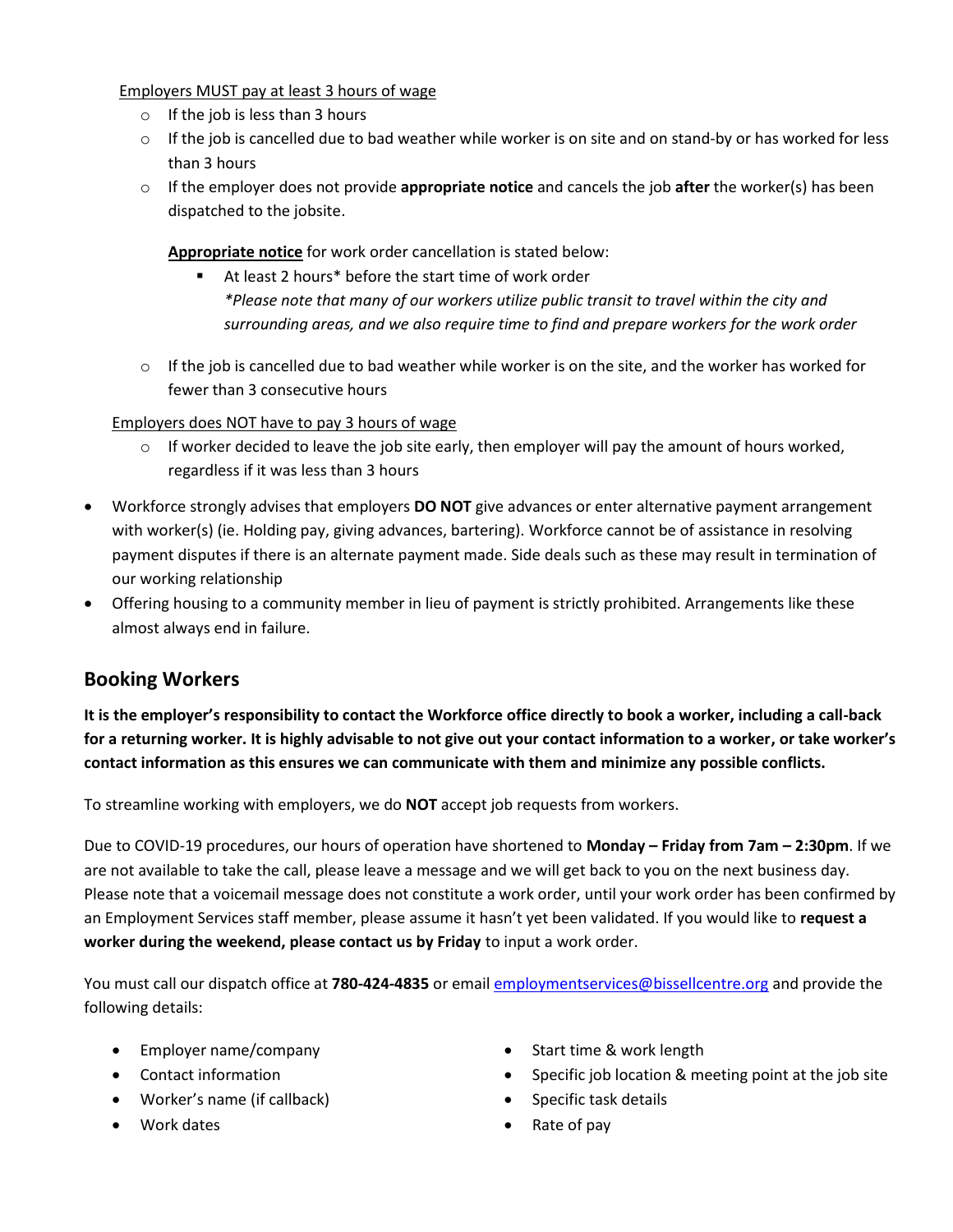Employers MUST pay at least 3 hours of wage

- If the job is less than 3 hours
- If the job is cancelled due to bad weather while worker is on site and on stand-by or has worked for less than 3 hours
- If the employer does not provide **appropriate notice** and cancels the job **after** the worker(s) has been dispatched to the jobsite.

  **Appropriate notice** for work order cancellation is stated below:

  - At least 2 hours* before the start time of work order
    *\*Please note that many of our workers utilize public transit to travel within the city and surrounding areas, and we also require time to find and prepare workers for the work order*

- If the job is cancelled due to bad weather while worker is on the site, and the worker has worked for fewer than 3 consecutive hours

Employers does NOT have to pay 3 hours of wage

- If worker decided to leave the job site early, then employer will pay the amount of hours worked, regardless if it was less than 3 hours

- Workforce strongly advises that employers **DO NOT** give advances or enter alternative payment arrangement with worker(s) (ie. Holding pay, giving advances, bartering). Workforce cannot be of assistance in resolving payment disputes if there is an alternate payment made. Side deals such as these may result in termination of our working relationship
- Offering housing to a community member in lieu of payment is strictly prohibited. Arrangements like these almost always end in failure.

## Booking Workers

**It is the employer's responsibility to contact the Workforce office directly to book a worker, including a call-back for a returning worker. It is highly advisable to not give out your contact information to a worker, or take worker's contact information as this ensures we can communicate with them and minimize any possible conflicts.**

To streamline working with employers, we do **NOT** accept job requests from workers.

Due to COVID-19 procedures, our hours of operation have shortened to **Monday – Friday from 7am – 2:30pm**. If we are not available to take the call, please leave a message and we will get back to you on the next business day. Please note that a voicemail message does not constitute a work order, until your work order has been confirmed by an Employment Services staff member, please assume it hasn't yet been validated. If you would like to **request a worker during the weekend, please contact us by Friday** to input a work order.

You must call our dispatch office at **780-424-4835** or email employmentservices@bissellcentre.org and provide the following details:

- Employer name/company
- Contact information
- Worker's name (if callback)
- Work dates
- Start time & work length
- Specific job location & meeting point at the job site
- Specific task details
- Rate of pay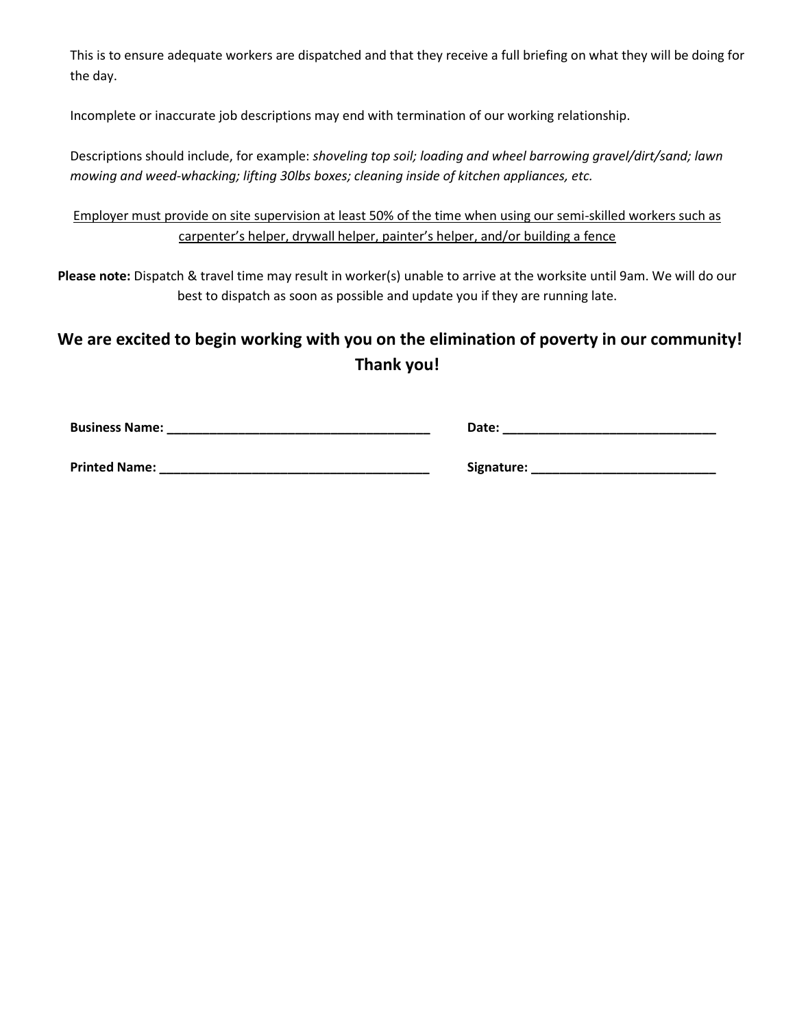This is to ensure adequate workers are dispatched and that they receive a full briefing on what they will be doing for the day.

Incomplete or inaccurate job descriptions may end with termination of our working relationship.

Descriptions should include, for example: *shoveling top soil; loading and wheel barrowing gravel/dirt/sand; lawn mowing and weed-whacking; lifting 30lbs boxes; cleaning inside of kitchen appliances, etc.*

<u>Employer must provide on site supervision at least 50% of the time when using our semi-skilled workers such as carpenter's helper, drywall helper, painter's helper, and/or building a fence</u>

**Please note:** Dispatch & travel time may result in worker(s) unable to arrive at the worksite until 9am. We will do our best to dispatch as soon as possible and update you if they are running late.

**We are excited to begin working with you on the elimination of poverty in our community! Thank you!**

**Business Name: ______________________________________** **Date: ______________________________**

**Printed Name: _______________________________________** **Signature: __________________________**